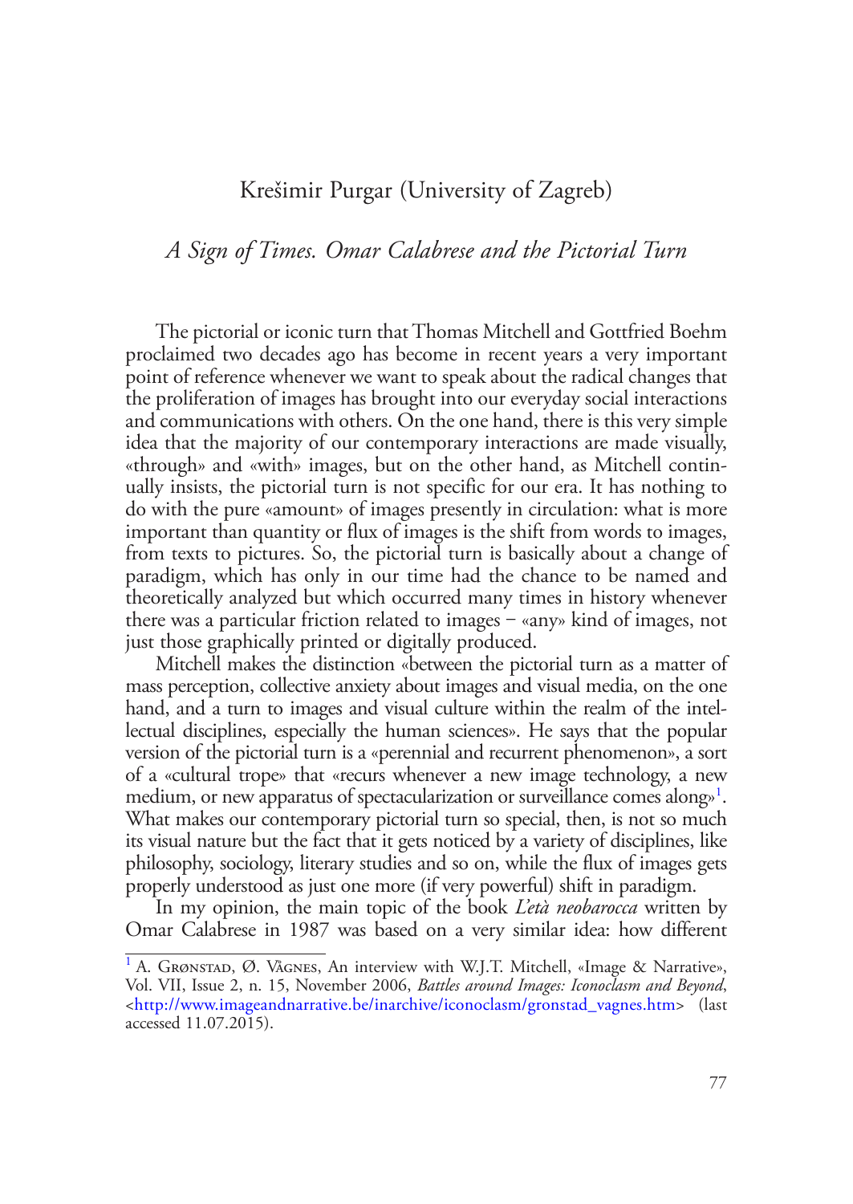Krešimir Purgar (University of Zagreb)

# *A Sign of Times. Omar Calabrese and the Pictorial Turn*

The pictorial or iconic turn that Thomas Mitchell and Gottfried Boehm proclaimed two decades ago has become in recent years a very important point of reference whenever we want to speak about the radical changes that the proliferation of images has brought into our everyday social interactions and communications with others. On the one hand, there is this very simple idea that the majority of our contemporary interactions are made visually, «through» and «with» images, but on the other hand, as Mitchell continually insists, the pictorial turn is not specific for our era. It has nothing to do with the pure «amount» of images presently in circulation: what is more important than quantity or flux of images is the shift from words to images, from texts to pictures. So, the pictorial turn is basically about a change of paradigm, which has only in our time had the chance to be named and theoretically analyzed but which occurred many times in history whenever there was a particular friction related to images – «any» kind of images, not just those graphically printed or digitally produced.

Mitchell makes the distinction «between the pictorial turn as a matter of mass perception, collective anxiety about images and visual media, on the one hand, and a turn to images and visual culture within the realm of the intellectual disciplines, especially the human sciences». He says that the popular version of the pictorial turn is a «perennial and recurrent phenomenon», a sort of a «cultural trope» that «recurs whenever a new image technology, a new medium, or new apparatus of spectacularization or surveillance comes along»[1]. What makes our contemporary pictorial turn so special, then, is not so much its visual nature but the fact that it gets noticed by a variety of disciplines, like philosophy, sociology, literary studies and so on, while the flux of images gets properly understood as just one more (if very powerful) shift in paradigm.

In my opinion, the main topic of the book *L'età neobarocca* written by Omar Calabrese in 1987 was based on a very similar idea: how different

[1] A. Grønstad, Ø. Vågnes, An interview with W.J.T. Mitchell, «Image & Narrative», Vol. VII, Issue 2, n. 15, November 2006, *Battles around Images: Iconoclasm and Beyond*, <http://www.imageandnarrative.be/inarchive/iconoclasm/gronstad_vagnes.htm> (last accessed 11.07.2015).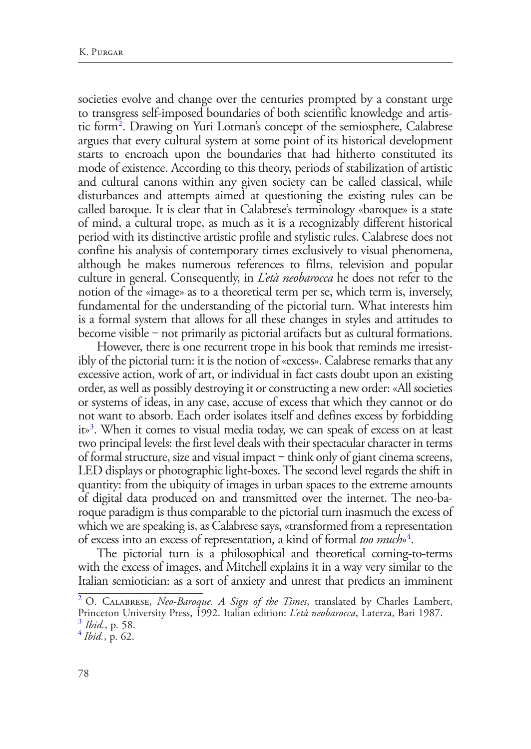societies evolve and change over the centuries prompted by a constant urge to transgress self-imposed boundaries of both scientific knowledge and artistic form[2]. Drawing on Yuri Lotman's concept of the semiosphere, Calabrese argues that every cultural system at some point of its historical development starts to encroach upon the boundaries that had hitherto constituted its mode of existence. According to this theory, periods of stabilization of artistic and cultural canons within any given society can be called classical, while disturbances and attempts aimed at questioning the existing rules can be called baroque. It is clear that in Calabrese's terminology «baroque» is a state of mind, a cultural trope, as much as it is a recognizably different historical period with its distinctive artistic profile and stylistic rules. Calabrese does not confine his analysis of contemporary times exclusively to visual phenomena, although he makes numerous references to films, television and popular culture in general. Consequently, in *L'età neobarocca* he does not refer to the notion of the «image» as to a theoretical term per se, which term is, inversely, fundamental for the understanding of the pictorial turn. What interests him is a formal system that allows for all these changes in styles and attitudes to become visible – not primarily as pictorial artifacts but as cultural formations.

However, there is one recurrent trope in his book that reminds me irresistibly of the pictorial turn: it is the notion of «excess». Calabrese remarks that any excessive action, work of art, or individual in fact casts doubt upon an existing order, as well as possibly destroying it or constructing a new order: «All societies or systems of ideas, in any case, accuse of excess that which they cannot or do not want to absorb. Each order isolates itself and defines excess by forbidding it»[3]. When it comes to visual media today, we can speak of excess on at least two principal levels: the first level deals with their spectacular character in terms of formal structure, size and visual impact – think only of giant cinema screens, LED displays or photographic light-boxes. The second level regards the shift in quantity: from the ubiquity of images in urban spaces to the extreme amounts of digital data produced on and transmitted over the internet. The neo-baroque paradigm is thus comparable to the pictorial turn inasmuch the excess of which we are speaking is, as Calabrese says, «transformed from a representation of excess into an excess of representation, a kind of formal *too much*»[4].

The pictorial turn is a philosophical and theoretical coming-to-terms with the excess of images, and Mitchell explains it in a way very similar to the Italian semiotician: as a sort of anxiety and unrest that predicts an imminent

---

[2] O. Calabrese, *Neo-Baroque. A Sign of the Times*, translated by Charles Lambert, Princeton University Press, 1992. Italian edition: *L'età neobarocca*, Laterza, Bari 1987.

[3] *Ibid.*, p. 58.

[4] *Ibid.*, p. 62.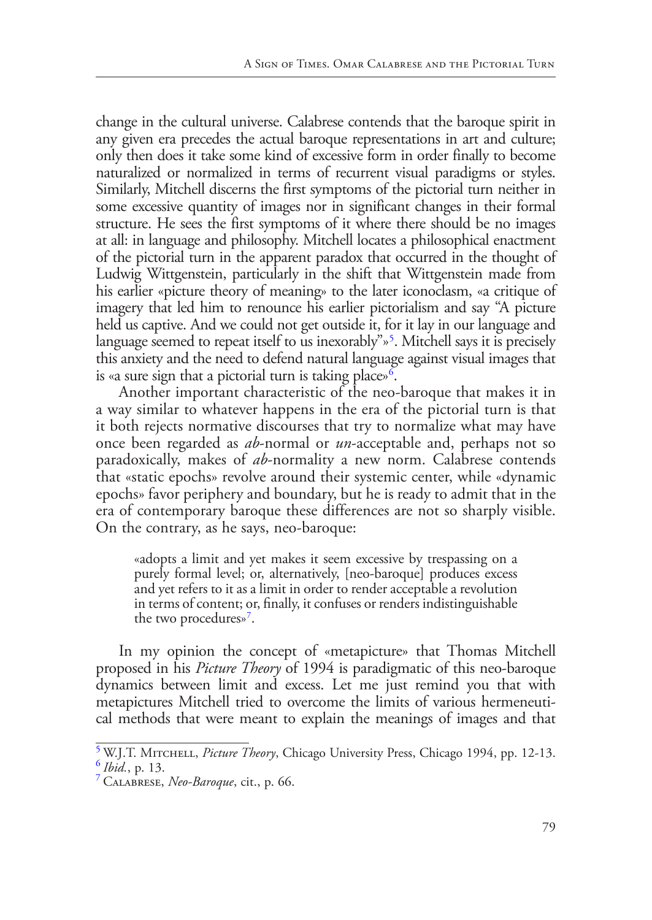change in the cultural universe. Calabrese contends that the baroque spirit in any given era precedes the actual baroque representations in art and culture; only then does it take some kind of excessive form in order finally to become naturalized or normalized in terms of recurrent visual paradigms or styles. Similarly, Mitchell discerns the first symptoms of the pictorial turn neither in some excessive quantity of images nor in significant changes in their formal structure. He sees the first symptoms of it where there should be no images at all: in language and philosophy. Mitchell locates a philosophical enactment of the pictorial turn in the apparent paradox that occurred in the thought of Ludwig Wittgenstein, particularly in the shift that Wittgenstein made from his earlier «picture theory of meaning» to the later iconoclasm, «a critique of imagery that led him to renounce his earlier pictorialism and say "A picture held us captive. And we could not get outside it, for it lay in our language and language seemed to repeat itself to us inexorably"»[5]. Mitchell says it is precisely this anxiety and the need to defend natural language against visual images that is «a sure sign that a pictorial turn is taking place»[6].

Another important characteristic of the neo-baroque that makes it in a way similar to whatever happens in the era of the pictorial turn is that it both rejects normative discourses that try to normalize what may have once been regarded as *ab*-normal or *un*-acceptable and, perhaps not so paradoxically, makes of *ab*-normality a new norm. Calabrese contends that «static epochs» revolve around their systemic center, while «dynamic epochs» favor periphery and boundary, but he is ready to admit that in the era of contemporary baroque these differences are not so sharply visible. On the contrary, as he says, neo-baroque:

> «adopts a limit and yet makes it seem excessive by trespassing on a purely formal level; or, alternatively, [neo-baroque] produces excess and yet refers to it as a limit in order to render acceptable a revolution in terms of content; or, finally, it confuses or renders indistinguishable the two procedures»[7].

In my opinion the concept of «metapicture» that Thomas Mitchell proposed in his *Picture Theory* of 1994 is paradigmatic of this neo-baroque dynamics between limit and excess. Let me just remind you that with metapictures Mitchell tried to overcome the limits of various hermeneutical methods that were meant to explain the meanings of images and that

---

[5] W.J.T. Mitchell, *Picture Theory*, Chicago University Press, Chicago 1994, pp. 12-13.

[6] *Ibid.*, p. 13.

[7] Calabrese, *Neo-Baroque*, cit., p. 66.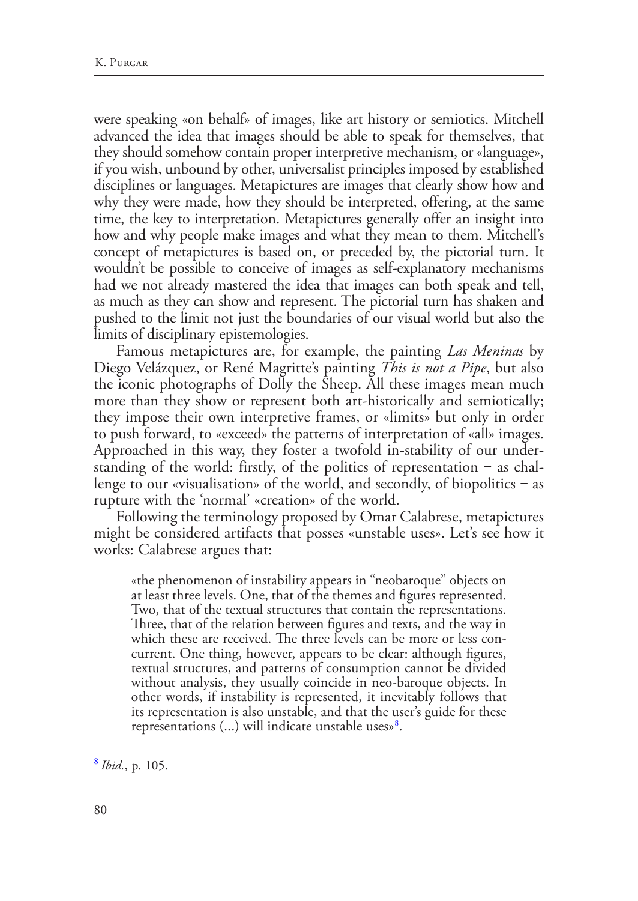were speaking «on behalf» of images, like art history or semiotics. Mitchell advanced the idea that images should be able to speak for themselves, that they should somehow contain proper interpretive mechanism, or «language», if you wish, unbound by other, universalist principles imposed by established disciplines or languages. Metapictures are images that clearly show how and why they were made, how they should be interpreted, offering, at the same time, the key to interpretation. Metapictures generally offer an insight into how and why people make images and what they mean to them. Mitchell's concept of metapictures is based on, or preceded by, the pictorial turn. It wouldn't be possible to conceive of images as self-explanatory mechanisms had we not already mastered the idea that images can both speak and tell, as much as they can show and represent. The pictorial turn has shaken and pushed to the limit not just the boundaries of our visual world but also the limits of disciplinary epistemologies.

Famous metapictures are, for example, the painting *Las Meninas* by Diego Velázquez, or René Magritte's painting *This is not a Pipe*, but also the iconic photographs of Dolly the Sheep. All these images mean much more than they show or represent both art-historically and semiotically; they impose their own interpretive frames, or «limits» but only in order to push forward, to «exceed» the patterns of interpretation of «all» images. Approached in this way, they foster a twofold in-stability of our understanding of the world: firstly, of the politics of representation – as challenge to our «visualisation» of the world, and secondly, of biopolitics – as rupture with the 'normal' «creation» of the world.

Following the terminology proposed by Omar Calabrese, metapictures might be considered artifacts that posses «unstable uses». Let's see how it works: Calabrese argues that:

> «the phenomenon of instability appears in "neobaroque" objects on at least three levels. One, that of the themes and figures represented. Two, that of the textual structures that contain the representations. Three, that of the relation between figures and texts, and the way in which these are received. The three levels can be more or less concurrent. One thing, however, appears to be clear: although figures, textual structures, and patterns of consumption cannot be divided without analysis, they usually coincide in neo-baroque objects. In other words, if instability is represented, it inevitably follows that its representation is also unstable, and that the user's guide for these representations (...) will indicate unstable uses»[8].

[8] *Ibid.*, p. 105.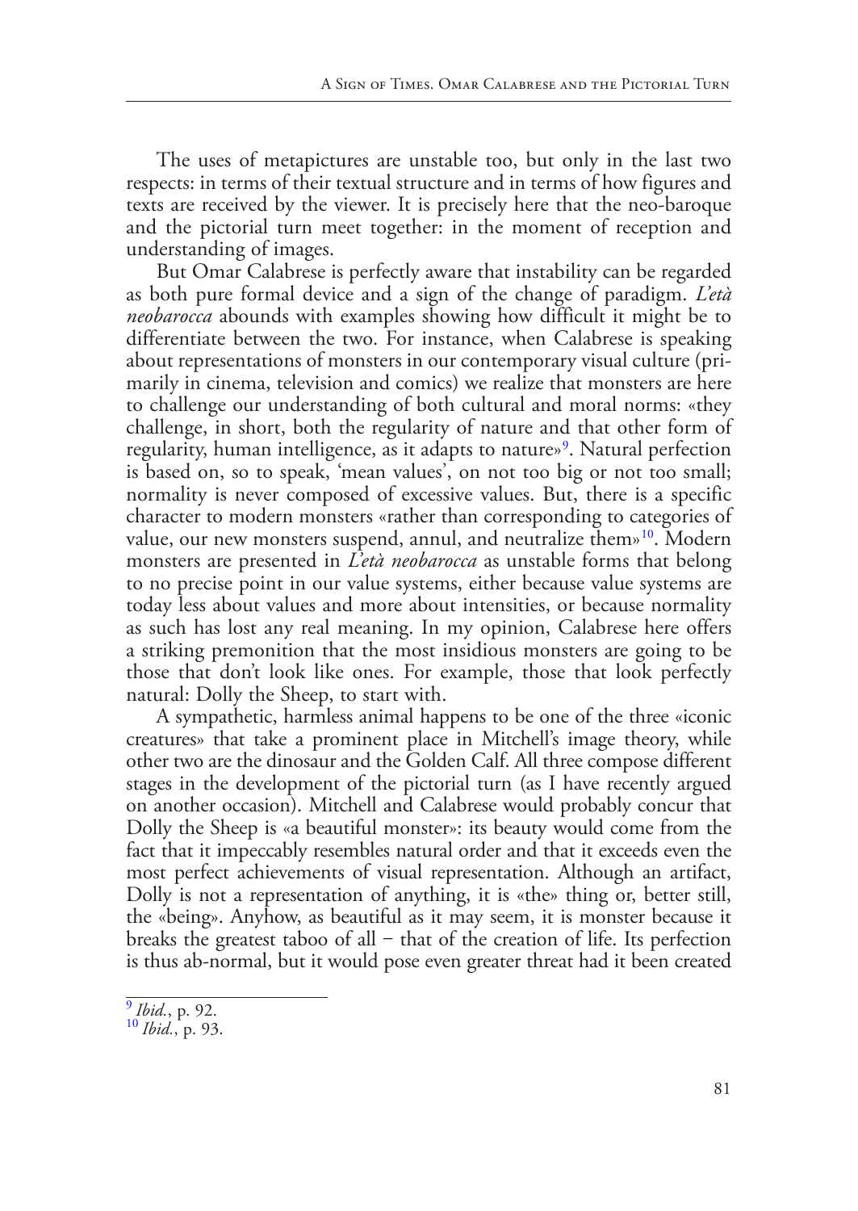The uses of metapictures are unstable too, but only in the last two respects: in terms of their textual structure and in terms of how figures and texts are received by the viewer. It is precisely here that the neo-baroque and the pictorial turn meet together: in the moment of reception and understanding of images.

But Omar Calabrese is perfectly aware that instability can be regarded as both pure formal device and a sign of the change of paradigm. *L'età neobarocca* abounds with examples showing how difficult it might be to differentiate between the two. For instance, when Calabrese is speaking about representations of monsters in our contemporary visual culture (primarily in cinema, television and comics) we realize that monsters are here to challenge our understanding of both cultural and moral norms: «they challenge, in short, both the regularity of nature and that other form of regularity, human intelligence, as it adapts to nature»[9]. Natural perfection is based on, so to speak, 'mean values', on not too big or not too small; normality is never composed of excessive values. But, there is a specific character to modern monsters «rather than corresponding to categories of value, our new monsters suspend, annul, and neutralize them»[10]. Modern monsters are presented in *L'età neobarocca* as unstable forms that belong to no precise point in our value systems, either because value systems are today less about values and more about intensities, or because normality as such has lost any real meaning. In my opinion, Calabrese here offers a striking premonition that the most insidious monsters are going to be those that don't look like ones. For example, those that look perfectly natural: Dolly the Sheep, to start with.

A sympathetic, harmless animal happens to be one of the three «iconic creatures» that take a prominent place in Mitchell's image theory, while other two are the dinosaur and the Golden Calf. All three compose different stages in the development of the pictorial turn (as I have recently argued on another occasion). Mitchell and Calabrese would probably concur that Dolly the Sheep is «a beautiful monster»: its beauty would come from the fact that it impeccably resembles natural order and that it exceeds even the most perfect achievements of visual representation. Although an artifact, Dolly is not a representation of anything, it is «the» thing or, better still, the «being». Anyhow, as beautiful as it may seem, it is monster because it breaks the greatest taboo of all − that of the creation of life. Its perfection is thus ab-normal, but it would pose even greater threat had it been created

[9] *Ibid.*, p. 92.
[10] *Ibid.*, p. 93.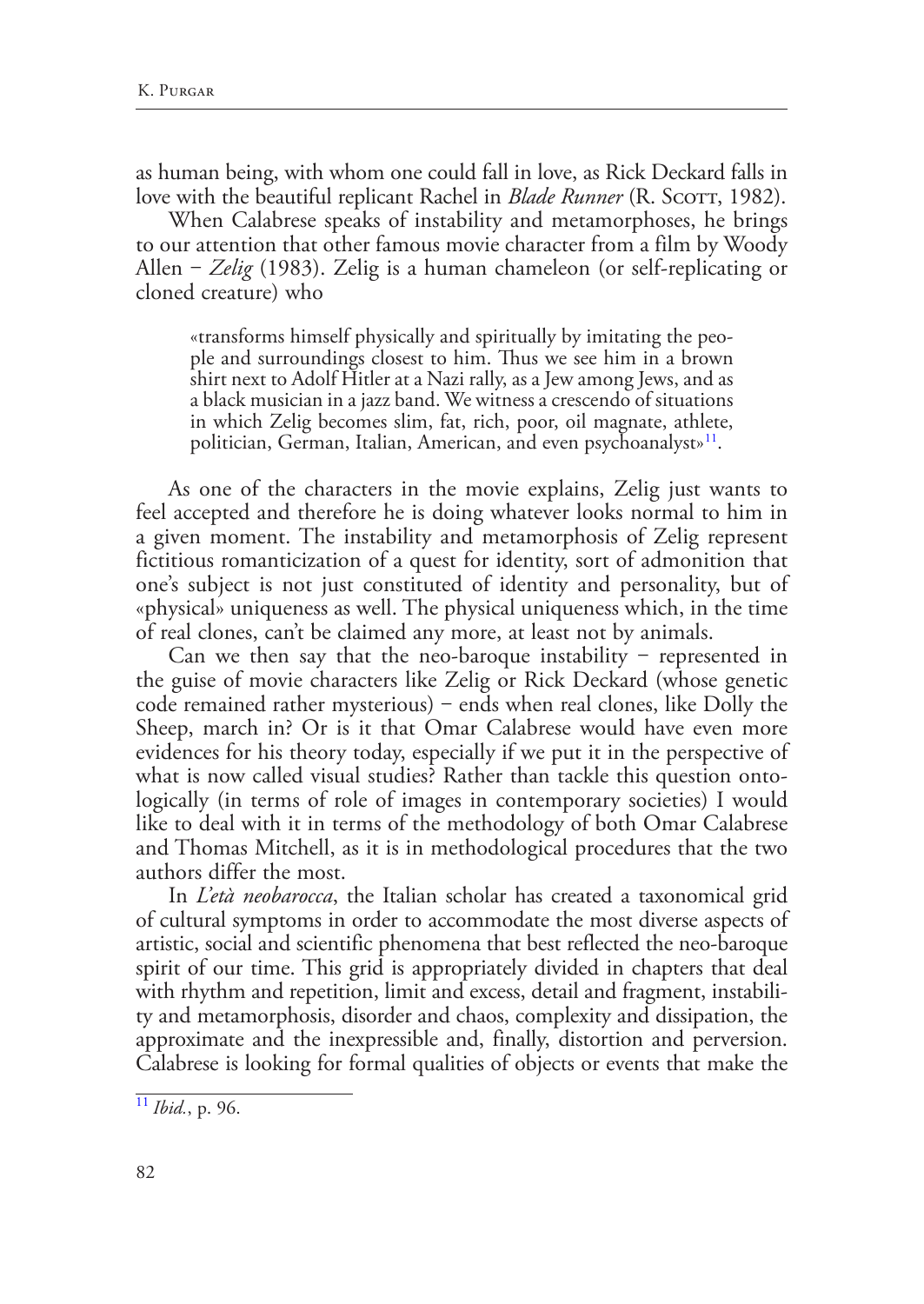as human being, with whom one could fall in love, as Rick Deckard falls in love with the beautiful replicant Rachel in *Blade Runner* (R. Scott, 1982).

When Calabrese speaks of instability and metamorphoses, he brings to our attention that other famous movie character from a film by Woody Allen – *Zelig* (1983). Zelig is a human chameleon (or self-replicating or cloned creature) who

> «transforms himself physically and spiritually by imitating the people and surroundings closest to him. Thus we see him in a brown shirt next to Adolf Hitler at a Nazi rally, as a Jew among Jews, and as a black musician in a jazz band. We witness a crescendo of situations in which Zelig becomes slim, fat, rich, poor, oil magnate, athlete, politician, German, Italian, American, and even psychoanalyst»[11].

As one of the characters in the movie explains, Zelig just wants to feel accepted and therefore he is doing whatever looks normal to him in a given moment. The instability and metamorphosis of Zelig represent fictitious romanticization of a quest for identity, sort of admonition that one's subject is not just constituted of identity and personality, but of «physical» uniqueness as well. The physical uniqueness which, in the time of real clones, can't be claimed any more, at least not by animals.

Can we then say that the neo-baroque instability – represented in the guise of movie characters like Zelig or Rick Deckard (whose genetic code remained rather mysterious) – ends when real clones, like Dolly the Sheep, march in? Or is it that Omar Calabrese would have even more evidences for his theory today, especially if we put it in the perspective of what is now called visual studies? Rather than tackle this question ontologically (in terms of role of images in contemporary societies) I would like to deal with it in terms of the methodology of both Omar Calabrese and Thomas Mitchell, as it is in methodological procedures that the two authors differ the most.

In *L'età neobarocca*, the Italian scholar has created a taxonomical grid of cultural symptoms in order to accommodate the most diverse aspects of artistic, social and scientific phenomena that best reflected the neo-baroque spirit of our time. This grid is appropriately divided in chapters that deal with rhythm and repetition, limit and excess, detail and fragment, instability and metamorphosis, disorder and chaos, complexity and dissipation, the approximate and the inexpressible and, finally, distortion and perversion. Calabrese is looking for formal qualities of objects or events that make the

---

[11] *Ibid.*, p. 96.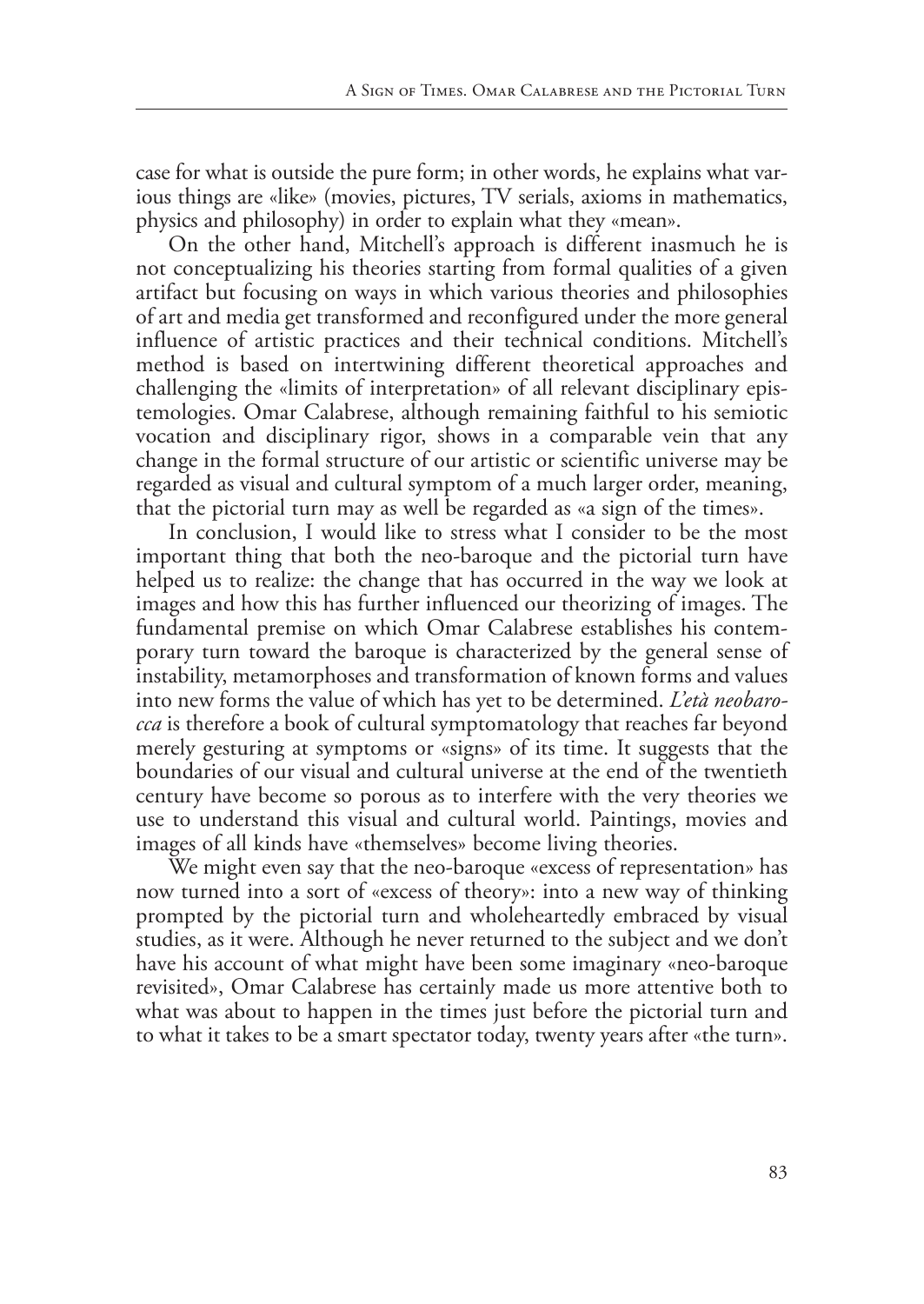case for what is outside the pure form; in other words, he explains what various things are «like» (movies, pictures, TV serials, axioms in mathematics, physics and philosophy) in order to explain what they «mean».

On the other hand, Mitchell's approach is different inasmuch he is not conceptualizing his theories starting from formal qualities of a given artifact but focusing on ways in which various theories and philosophies of art and media get transformed and reconfigured under the more general influence of artistic practices and their technical conditions. Mitchell's method is based on intertwining different theoretical approaches and challenging the «limits of interpretation» of all relevant disciplinary epistemologies. Omar Calabrese, although remaining faithful to his semiotic vocation and disciplinary rigor, shows in a comparable vein that any change in the formal structure of our artistic or scientific universe may be regarded as visual and cultural symptom of a much larger order, meaning, that the pictorial turn may as well be regarded as «a sign of the times».

In conclusion, I would like to stress what I consider to be the most important thing that both the neo-baroque and the pictorial turn have helped us to realize: the change that has occurred in the way we look at images and how this has further influenced our theorizing of images. The fundamental premise on which Omar Calabrese establishes his contemporary turn toward the baroque is characterized by the general sense of instability, metamorphoses and transformation of known forms and values into new forms the value of which has yet to be determined. *L'età neobarocca* is therefore a book of cultural symptomatology that reaches far beyond merely gesturing at symptoms or «signs» of its time. It suggests that the boundaries of our visual and cultural universe at the end of the twentieth century have become so porous as to interfere with the very theories we use to understand this visual and cultural world. Paintings, movies and images of all kinds have «themselves» become living theories.

We might even say that the neo-baroque «excess of representation» has now turned into a sort of «excess of theory»: into a new way of thinking prompted by the pictorial turn and wholeheartedly embraced by visual studies, as it were. Although he never returned to the subject and we don't have his account of what might have been some imaginary «neo-baroque revisited», Omar Calabrese has certainly made us more attentive both to what was about to happen in the times just before the pictorial turn and to what it takes to be a smart spectator today, twenty years after «the turn».